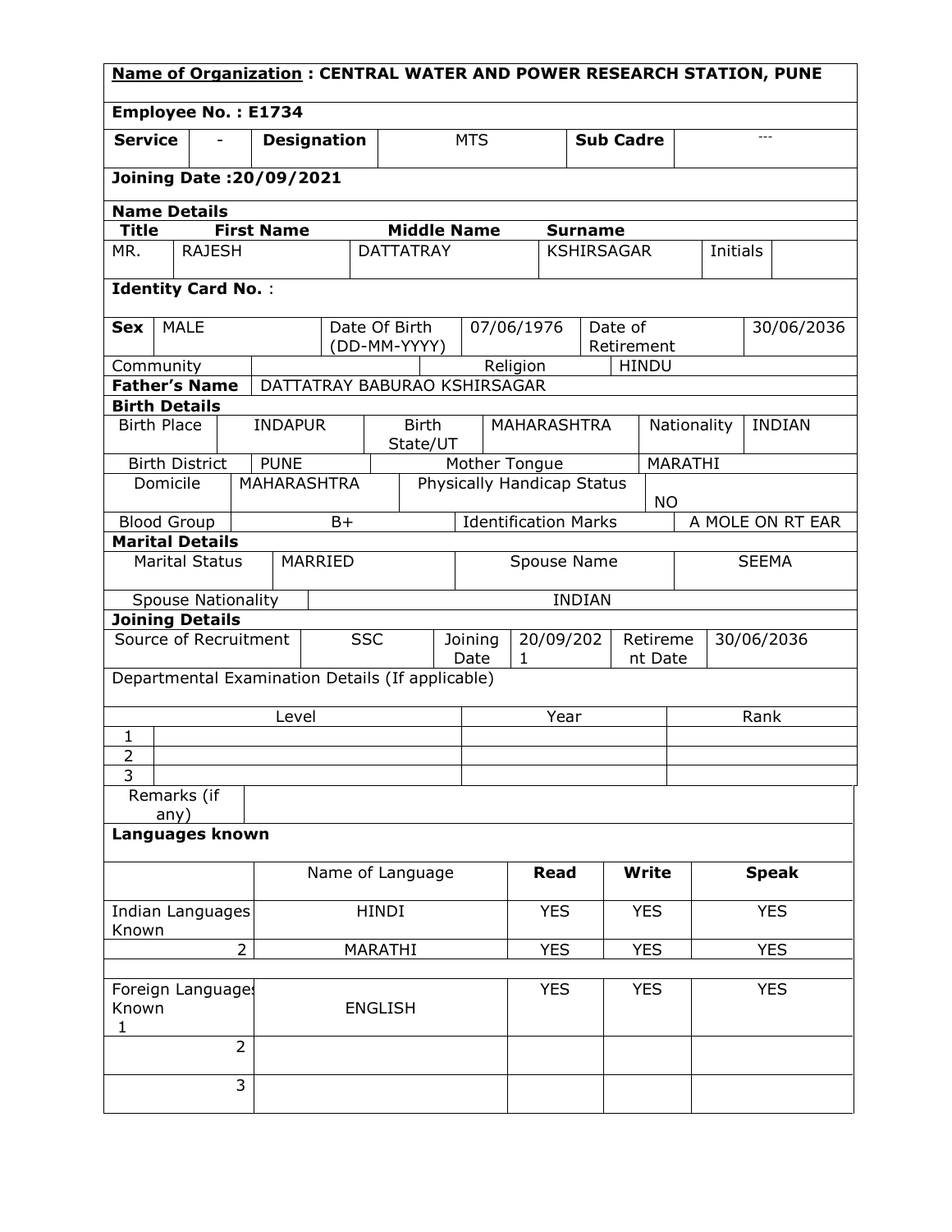**Name of Organization : CENTRAL WATER AND POWER RESEARCH STATION, PUNE**

**Employee No. : E1734**

| **Service** | - | **Designation** | MTS | **Sub Cadre** | --- |
|---|---|---|---|---|---|

**Joining Date :20/09/2021**

**Name Details**

| **Title** | **First Name** | **Middle Name** | **Surname** | | |
|---|---|---|---|---|---|
| MR. | RAJESH | DATTATRAY | KSHIRSAGAR | Initials | |

**Identity Card No.** :

| **Sex** | MALE | Date Of Birth (DD-MM-YYYY) | 07/06/1976 | Date of Retirement | 30/06/2036 |
|---|---|---|---|---|---|
| Community | | Religion | HINDU | | |
| **Father's Name** | DATTATRAY BABURAO KSHIRSAGAR | | | | |

**Birth Details**

| Birth Place | INDAPUR | Birth State/UT | MAHARASHTRA | Nationality | INDIAN |
|---|---|---|---|---|---|
| Birth District | PUNE | Mother Tongue | MARATHI | | |
| Domicile | MAHARASHTRA | Physically Handicap Status | NO | | |
| Blood Group | B+ | Identification Marks | A MOLE ON RT EAR | | |

**Marital Details**

| Marital Status | MARRIED | Spouse Name | SEEMA |
|---|---|---|---|
| Spouse Nationality | INDIAN | | |

**Joining Details**

| Source of Recruitment | SSC | Joining Date | 20/09/2021 | Retirement Date | 30/06/2036 |
|---|---|---|---|---|---|

Departmental Examination Details (If applicable)

| | Level | Year | Rank |
|---|---|---|---|
| 1 | | | |
| 2 | | | |
| 3 | | | |

| Remarks (if any) | |
|---|---|

**Languages known**

| | Name of Language | **Read** | **Write** | **Speak** |
|---|---|---|---|---|
| Indian Languages Known | HINDI | YES | YES | YES |
| 2 | MARATHI | YES | YES | YES |
| Foreign Languages Known 1 | ENGLISH | YES | YES | YES |
| 2 | | | | |
| 3 | | | | |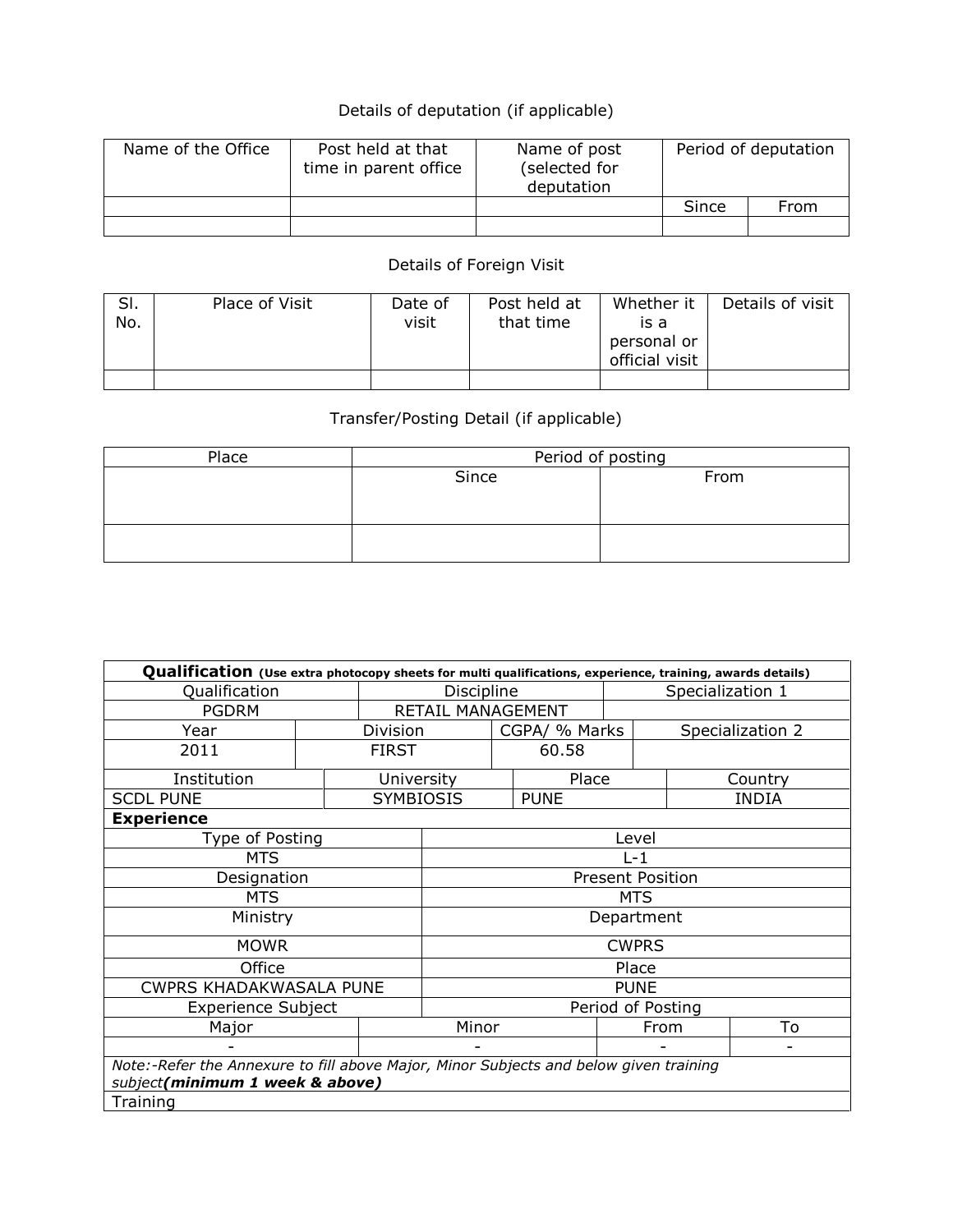Details of deputation (if applicable)

| Name of the Office | Post held at that time in parent office | Name of post (selected for deputation | Period of deputation | |
|---|---|---|---|---|
| | | | Since | From |
| | | | | |

Details of Foreign Visit

| Sl. No. | Place of Visit | Date of visit | Post held at that time | Whether it is a personal or official visit | Details of visit |
|---|---|---|---|---|---|
| | | | | | |

Transfer/Posting Detail (if applicable)

| Place | Period of posting | |
|---|---|---|
| | Since | From |
| | | |

| **Qualification** (Use extra photocopy sheets for multi qualifications, experience, training, awards details) | | | |
|---|---|---|---|
| Qualification | Discipline | Specialization 1 | |
| PGDRM | RETAIL MANAGEMENT | | |
| Year | Division | CGPA/ % Marks | Specialization 2 |
| 2011 | FIRST | 60.58 | |
| Institution | University | Place | Country |
| SCDL PUNE | SYMBIOSIS | PUNE | INDIA |

| **Experience** | | | |
|---|---|---|---|
| Type of Posting | Level | | |
| MTS | L-1 | | |
| Designation | Present Position | | |
| MTS | MTS | | |
| Ministry | Department | | |
| MOWR | CWPRS | | |
| Office | Place | | |
| CWPRS KHADAKWASALA PUNE | PUNE | | |
| Experience Subject | | Period of Posting | |
| Major | Minor | From | To |
| - | - | - | - |

*Note:-Refer the Annexure to fill above Major, Minor Subjects and below given training subject**(minimum 1 week & above)***

Training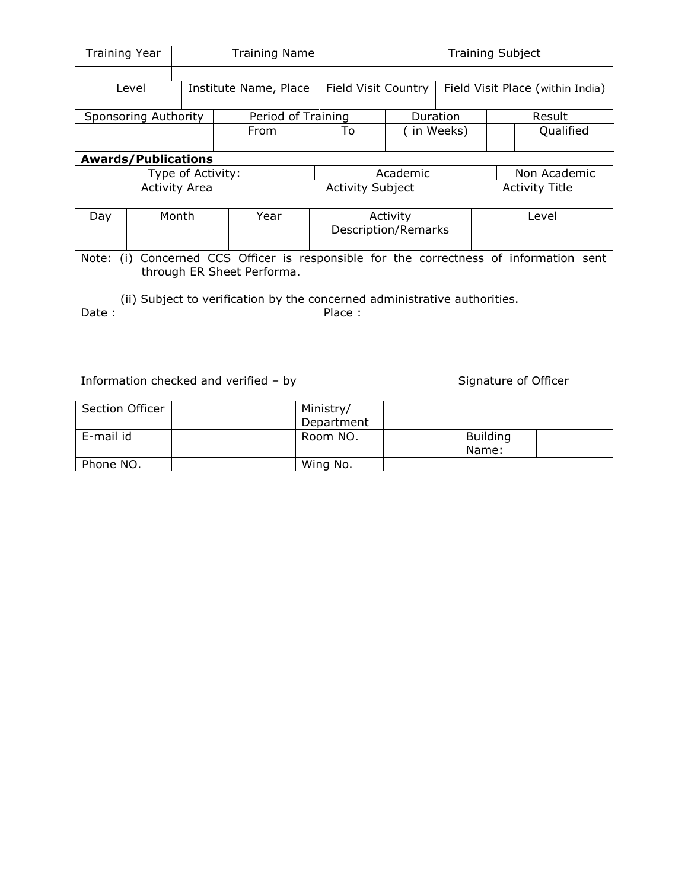| Training Year | Training Name | Training Subject |
|---|---|---|
| | | |

| Level | Institute Name, Place | Field Visit Country | Field Visit Place (within India) |
|---|---|---|---|
| | | | |

| Sponsoring Authority | Period of Training | | Duration | Result | |
|---|---|---|---|---|---|
| | From | To | ( in Weeks) | | Qualified |
| | | | | | |

**Awards/Publications**

| Type of Activity: | | Academic | | Non Academic |
|---|---|---|---|---|

| Activity Area | Activity Subject | Activity Title |
|---|---|---|
| | | |

| Day | Month | Year | Activity Description/Remarks | Level |
|---|---|---|---|---|
| | | | | |

Note: (i) Concerned CCS Officer is responsible for the correctness of information sent through ER Sheet Performa.

(ii) Subject to verification by the concerned administrative authorities.

Date : Place :

Information checked and verified – by Signature of Officer

| | | | | | |
|---|---|---|---|---|---|
| Section Officer | | Ministry/ Department | | | |
| E-mail id | | Room NO. | | Building Name: | |
| Phone NO. | | Wing No. | | | |